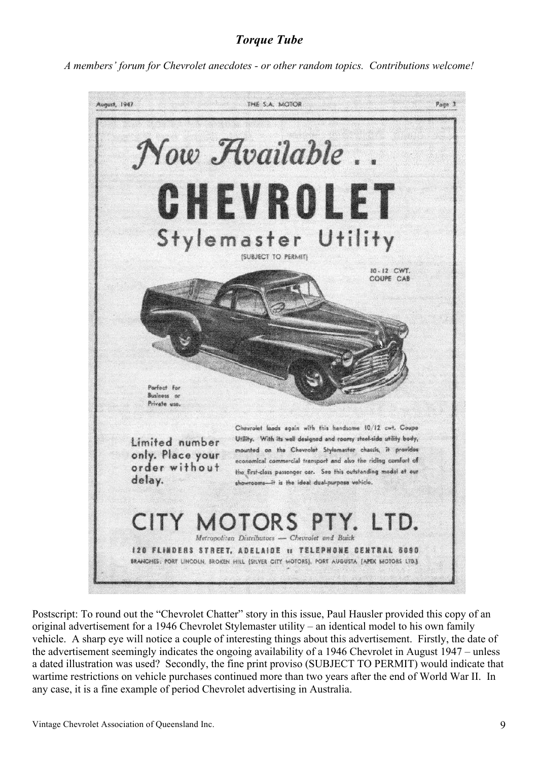## *Torque Tube*

*A members' forum for Chevrolet anecdotes - or other random topics. Contributions welcome!*

August, 1947 THE S.A. MOTOR Page 3

# *Now Available . .*

# CHEVROLET

## Stylemaster Utility

(SUBJECT TO PERMIT)

10-12 CWT. COUPE CAB

Perfect for Business or Private use.

Limited number only. Place your order without delay.

Chevrolet leads again with this handsome 10/12 cwt. Coupe Utility. With its well designed and roomy steel-side utility body, mounted on the Chevrolet Stylemaster chassis, it provides economical commercial transport and also the riding comfort of the first-class passenger car. See this outstanding model at our showrooms—it is the ideal dual-purpose vehicle.

## CITY MOTORS PTY. LTD.

*Metropolitan Distributors — Chevrolet and Buick*

120 FLINDERS STREET, ADELAIDE :: TELEPHONE CENTRAL 6090

BRANCHES: PORT LINCOLN, BROKEN HILL (SILVER CITY MOTORS), PORT AUGUSTA (APEX MOTORS LTD.)

Postscript: To round out the "Chevrolet Chatter" story in this issue, Paul Hausler provided this copy of an original advertisement for a 1946 Chevrolet Stylemaster utility – an identical model to his own family vehicle. A sharp eye will notice a couple of interesting things about this advertisement. Firstly, the date of the advertisement seemingly indicates the ongoing availability of a 1946 Chevrolet in August 1947 – unless a dated illustration was used? Secondly, the fine print proviso (SUBJECT TO PERMIT) would indicate that wartime restrictions on vehicle purchases continued more than two years after the end of World War II. In any case, it is a fine example of period Chevrolet advertising in Australia.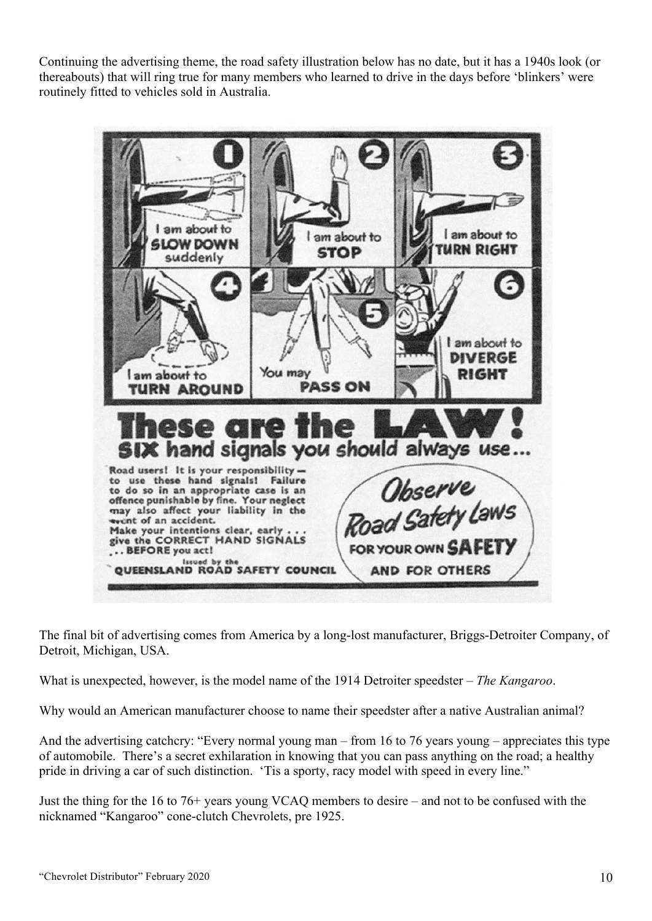Continuing the advertising theme, the road safety illustration below has no date, but it has a 1940s look (or thereabouts) that will ring true for many members who learned to drive in the days before 'blinkers' were routinely fitted to vehicles sold in Australia.

1. I am about to **SLOW DOWN** suddenly
2. I am about to **STOP**
3. I am about to **TURN RIGHT**
4. I am about to **TURN AROUND**
5. You may **PASS ON**
6. I am about to **DIVERGE RIGHT**

**These are the LAW!**

**SIX hand signals you should always use...**

Road users! It is your responsibility — to use these hand signals! Failure to do so in an appropriate case is an offence punishable by fine. Your neglect may also affect your liability in the event of an accident.
Make your intentions clear, early . . . give the CORRECT HAND SIGNALS . . . BEFORE you act!

Issued by the QUEENSLAND ROAD SAFETY COUNCIL

*Observe Road Safety Laws* FOR YOUR OWN **SAFETY** AND FOR OTHERS

The final bit of advertising comes from America by a long-lost manufacturer, Briggs-Detroiter Company, of Detroit, Michigan, USA.

What is unexpected, however, is the model name of the 1914 Detroiter speedster – *The Kangaroo*.

Why would an American manufacturer choose to name their speedster after a native Australian animal?

And the advertising catchcry: "Every normal young man – from 16 to 76 years young – appreciates this type of automobile. There's a secret exhilaration in knowing that you can pass anything on the road; a healthy pride in driving a car of such distinction. 'Tis a sporty, racy model with speed in every line."

Just the thing for the 16 to 76+ years young VCAQ members to desire – and not to be confused with the nicknamed "Kangaroo" cone-clutch Chevrolets, pre 1925.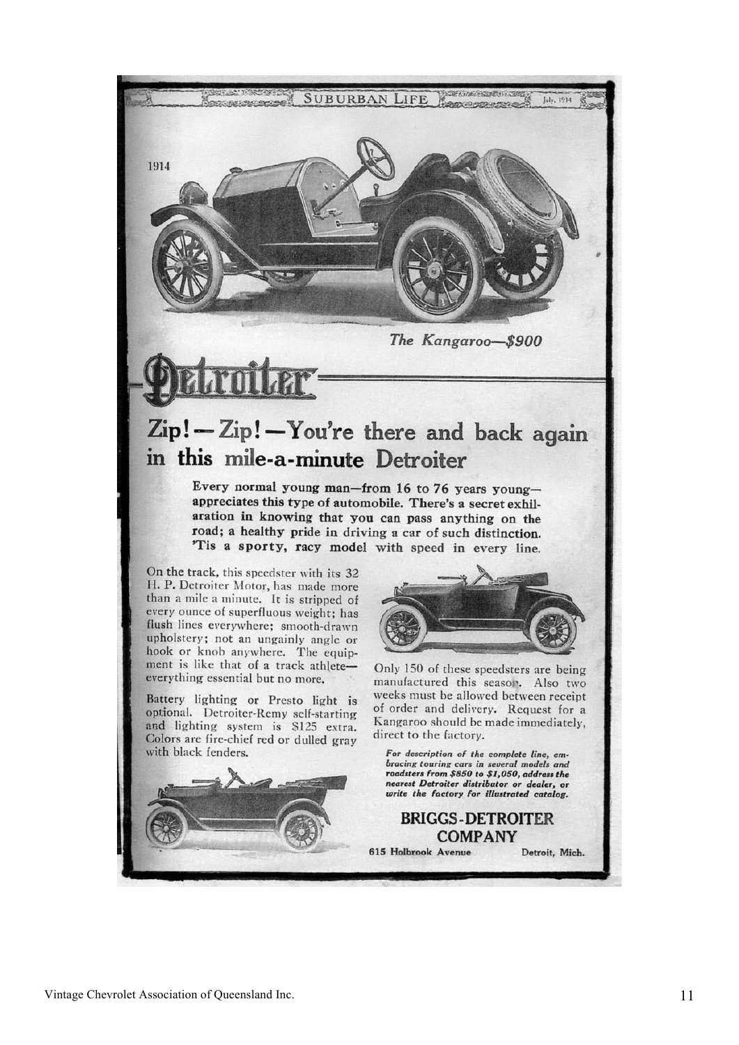SUBURBAN LIFE — July, 1914

1914

*The Kangaroo—$900*

# Detroiter

## Zip! — Zip! — You're there and back again in this mile-a-minute Detroiter

**Every normal young man—from 16 to 76 years young—appreciates this type of automobile. There's a secret exhilaration in knowing that you can pass anything on the road; a healthy pride in driving a car of such distinction. 'Tis a sporty, racy model with speed in every line.**

On the track, this speedster with its 32 H. P. Detroiter Motor, has made more than a mile a minute. It is stripped of every ounce of superfluous weight; has flush lines everywhere; smooth-drawn upholstery; not an ungainly angle or hook or knob anywhere. The equipment is like that of a track athlete—everything essential but no more.

Battery lighting or Presto light is optional. Detroiter-Remy self-starting and lighting system is $125 extra. Colors are fire-chief red or dulled gray with black fenders.

Only 150 of these speedsters are being manufactured this season. Also two weeks must be allowed between receipt of order and delivery. Request for a Kangaroo should be made immediately, direct to the factory.

***For description of the complete line, embracing touring cars in several models and roadsters from $850 to $1,050, address the nearest Detroiter distributor or dealer, or write the factory for illustrated catalog.***

**BRIGGS-DETROITER COMPANY**

**615 Holbrook Avenue — Detroit, Mich.**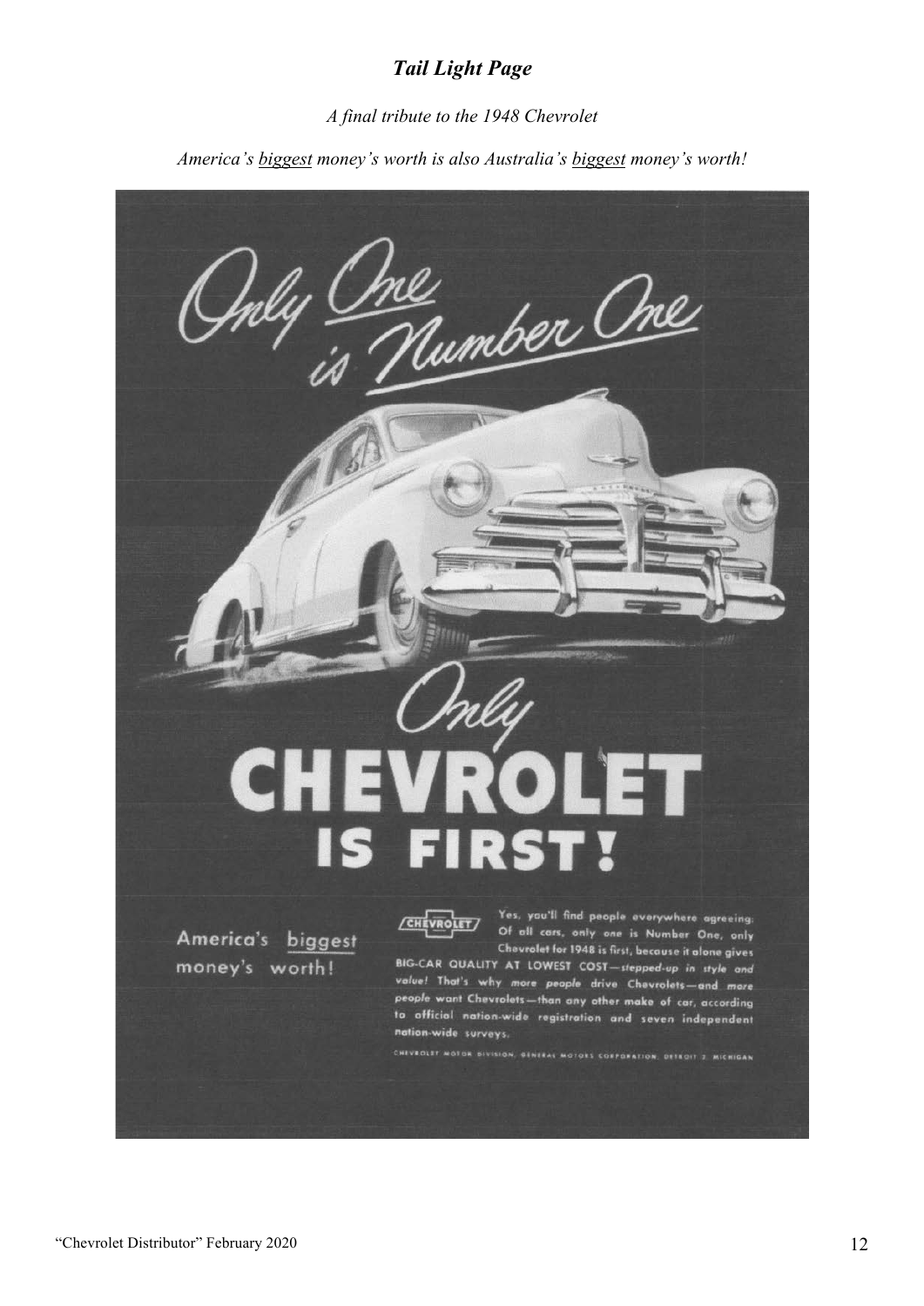# *Tail Light Page*

*A final tribute to the 1948 Chevrolet*

*America's biggest money's worth is also Australia's biggest money's worth!*

Only One is Number One

Only CHEVROLET IS FIRST!

America's biggest money's worth!

CHEVROLET

Yes, you'll find people everywhere agreeing: Of all cars, only one is Number One, only Chevrolet for 1948 is first, because it alone gives BIG-CAR QUALITY AT LOWEST COST—*stepped-up in style and value!* That's why *more people* drive Chevrolets—and *more people* want Chevrolets—than any other make of car, according to official nation-wide registration and seven independent nation-wide surveys.

CHEVROLET MOTOR DIVISION, GENERAL MOTORS CORPORATION, DETROIT 2, MICHIGAN